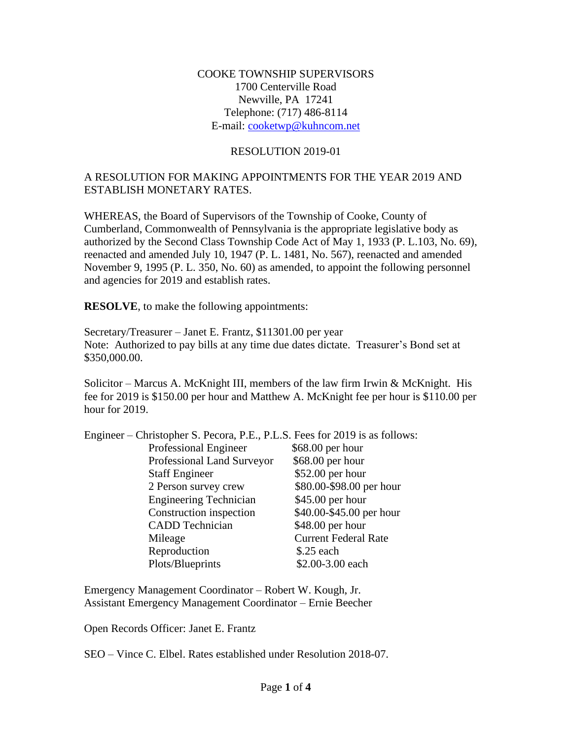COOKE TOWNSHIP SUPERVISORS
1700 Centerville Road
Newville, PA 17241
Telephone: (717) 486-8114
E-mail: cooketwp@kuhncom.net

RESOLUTION 2019-01

A RESOLUTION FOR MAKING APPOINTMENTS FOR THE YEAR 2019 AND ESTABLISH MONETARY RATES.

WHEREAS, the Board of Supervisors of the Township of Cooke, County of Cumberland, Commonwealth of Pennsylvania is the appropriate legislative body as authorized by the Second Class Township Code Act of May 1, 1933 (P. L.103, No. 69), reenacted and amended July 10, 1947 (P. L. 1481, No. 567), reenacted and amended November 9, 1995 (P. L. 350, No. 60) as amended, to appoint the following personnel and agencies for 2019 and establish rates.

**RESOLVE**, to make the following appointments:

Secretary/Treasurer – Janet E. Frantz, $11301.00 per year
Note: Authorized to pay bills at any time due dates dictate. Treasurer's Bond set at $350,000.00.

Solicitor – Marcus A. McKnight III, members of the law firm Irwin & McKnight. His fee for 2019 is $150.00 per hour and Matthew A. McKnight fee per hour is $110.00 per hour for 2019.

Engineer – Christopher S. Pecora, P.E., P.L.S. Fees for 2019 is as follows:

| | |
|---|---|
| Professional Engineer | $68.00 per hour |
| Professional Land Surveyor | $68.00 per hour |
| Staff Engineer | $52.00 per hour |
| 2 Person survey crew | $80.00-$98.00 per hour |
| Engineering Technician | $45.00 per hour |
| Construction inspection | $40.00-$45.00 per hour |
| CADD Technician | $48.00 per hour |
| Mileage | Current Federal Rate |
| Reproduction | $.25 each |
| Plots/Blueprints | $2.00-3.00 each |

Emergency Management Coordinator – Robert W. Kough, Jr.
Assistant Emergency Management Coordinator – Ernie Beecher

Open Records Officer: Janet E. Frantz

SEO – Vince C. Elbel. Rates established under Resolution 2018-07.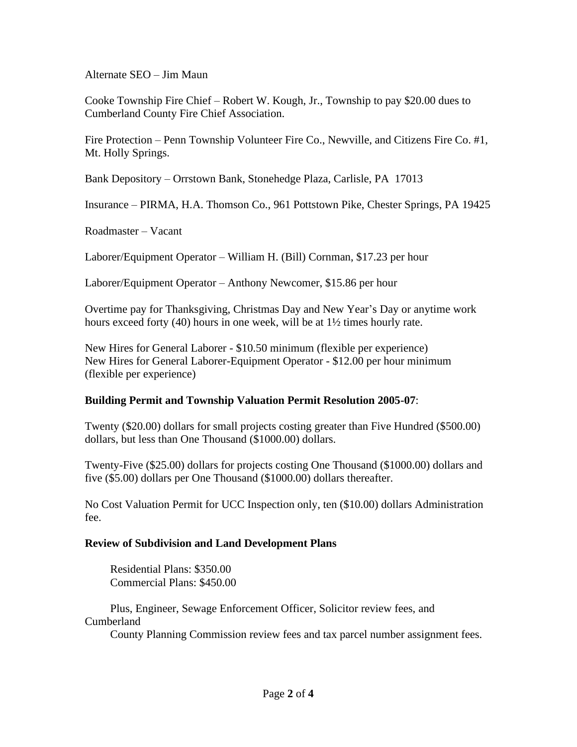Alternate SEO – Jim Maun

Cooke Township Fire Chief – Robert W. Kough, Jr., Township to pay $20.00 dues to Cumberland County Fire Chief Association.

Fire Protection – Penn Township Volunteer Fire Co., Newville, and Citizens Fire Co. #1, Mt. Holly Springs.

Bank Depository – Orrstown Bank, Stonehedge Plaza, Carlisle, PA 17013

Insurance – PIRMA, H.A. Thomson Co., 961 Pottstown Pike, Chester Springs, PA 19425

Roadmaster – Vacant

Laborer/Equipment Operator – William H. (Bill) Cornman, $17.23 per hour

Laborer/Equipment Operator – Anthony Newcomer, $15.86 per hour

Overtime pay for Thanksgiving, Christmas Day and New Year's Day or anytime work hours exceed forty (40) hours in one week, will be at 1½ times hourly rate.

New Hires for General Laborer - $10.50 minimum (flexible per experience)
New Hires for General Laborer-Equipment Operator - $12.00 per hour minimum (flexible per experience)

**Building Permit and Township Valuation Permit Resolution 2005-07**:

Twenty ($20.00) dollars for small projects costing greater than Five Hundred ($500.00) dollars, but less than One Thousand ($1000.00) dollars.

Twenty-Five ($25.00) dollars for projects costing One Thousand ($1000.00) dollars and five ($5.00) dollars per One Thousand ($1000.00) dollars thereafter.

No Cost Valuation Permit for UCC Inspection only, ten ($10.00) dollars Administration fee.

**Review of Subdivision and Land Development Plans**

Residential Plans: $350.00
Commercial Plans: $450.00

Plus, Engineer, Sewage Enforcement Officer, Solicitor review fees, and Cumberland County Planning Commission review fees and tax parcel number assignment fees.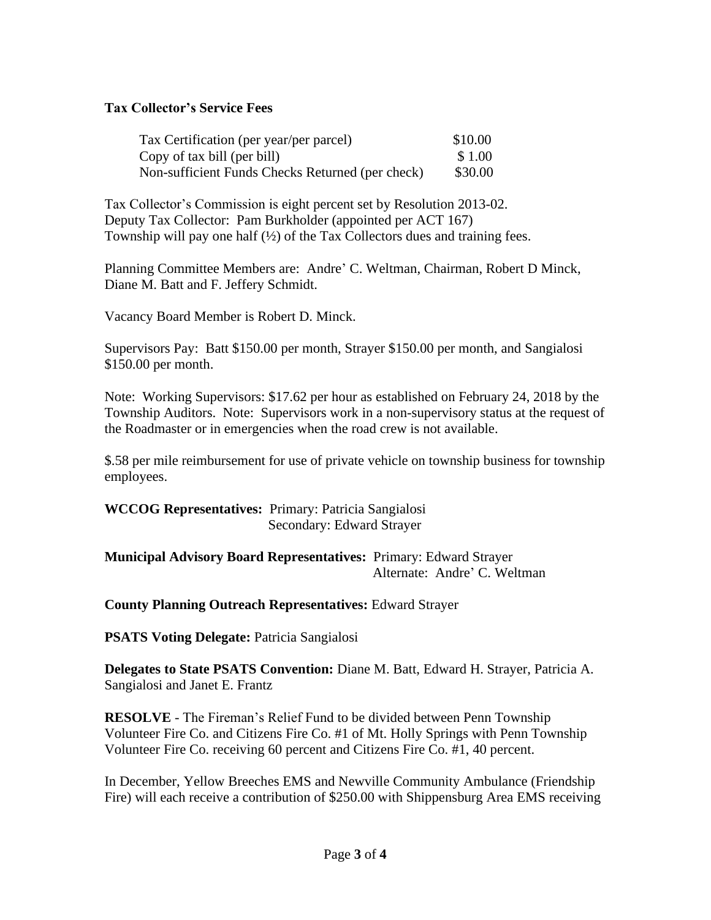**Tax Collector's Service Fees**

| | |
|---|---|
| Tax Certification (per year/per parcel) | \$10.00 |
| Copy of tax bill (per bill) | \$ 1.00 |
| Non-sufficient Funds Checks Returned (per check) | \$30.00 |

Tax Collector's Commission is eight percent set by Resolution 2013-02.
Deputy Tax Collector: Pam Burkholder (appointed per ACT 167)
Township will pay one half (½) of the Tax Collectors dues and training fees.

Planning Committee Members are: Andre' C. Weltman, Chairman, Robert D Minck, Diane M. Batt and F. Jeffery Schmidt.

Vacancy Board Member is Robert D. Minck.

Supervisors Pay: Batt \$150.00 per month, Strayer \$150.00 per month, and Sangialosi \$150.00 per month.

Note: Working Supervisors: \$17.62 per hour as established on February 24, 2018 by the Township Auditors. Note: Supervisors work in a non-supervisory status at the request of the Roadmaster or in emergencies when the road crew is not available.

\$.58 per mile reimbursement for use of private vehicle on township business for township employees.

**WCCOG Representatives:** Primary: Patricia Sangialosi
Secondary: Edward Strayer

**Municipal Advisory Board Representatives:** Primary: Edward Strayer
Alternate: Andre' C. Weltman

**County Planning Outreach Representatives:** Edward Strayer

**PSATS Voting Delegate:** Patricia Sangialosi

**Delegates to State PSATS Convention:** Diane M. Batt, Edward H. Strayer, Patricia A. Sangialosi and Janet E. Frantz

**RESOLVE** - The Fireman's Relief Fund to be divided between Penn Township Volunteer Fire Co. and Citizens Fire Co. #1 of Mt. Holly Springs with Penn Township Volunteer Fire Co. receiving 60 percent and Citizens Fire Co. #1, 40 percent.

In December, Yellow Breeches EMS and Newville Community Ambulance (Friendship Fire) will each receive a contribution of \$250.00 with Shippensburg Area EMS receiving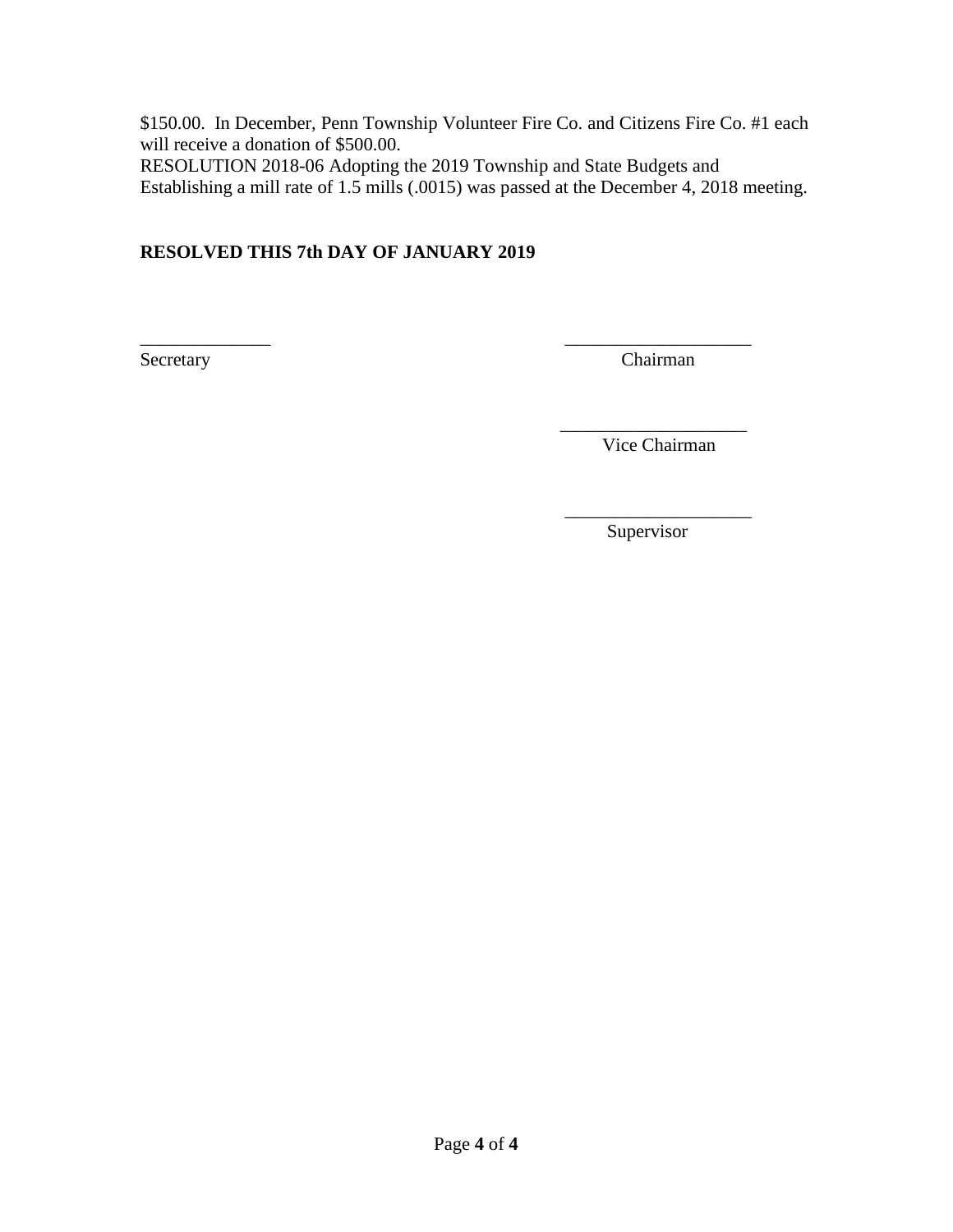$150.00. In December, Penn Township Volunteer Fire Co. and Citizens Fire Co. #1 each will receive a donation of $500.00.
RESOLUTION 2018-06 Adopting the 2019 Township and State Budgets and Establishing a mill rate of 1.5 mills (.0015) was passed at the December 4, 2018 meeting.

**RESOLVED THIS 7th DAY OF JANUARY 2019**

______________ Secretary

____________________ Chairman

____________________ Vice Chairman

____________________ Supervisor